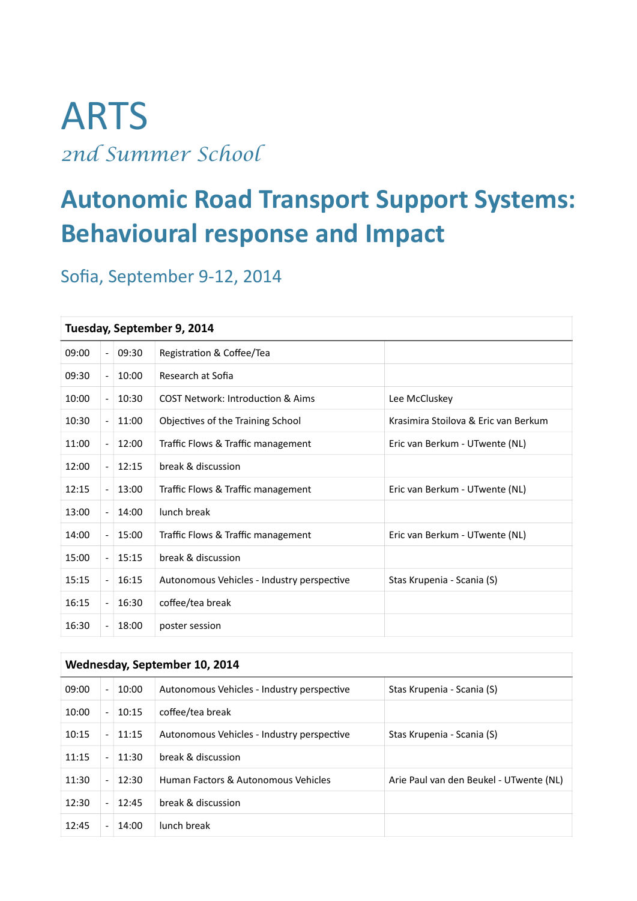# ARTS

*2nd Summer School*

## Autonomic Road Transport Support Systems: Behavioural response and Impact

### Sofia, September 9-12, 2014

| **Tuesday, September 9, 2014** | | | | |
|---|---|---|---|---|
| 09:00 | - | 09:30 | Registration & Coffee/Tea | |
| 09:30 | - | 10:00 | Research at Sofia | |
| 10:00 | - | 10:30 | COST Network: Introduction & Aims | Lee McCluskey |
| 10:30 | - | 11:00 | Objectives of the Training School | Krasimira Stoilova & Eric van Berkum |
| 11:00 | - | 12:00 | Traffic Flows & Traffic management | Eric van Berkum - UTwente (NL) |
| 12:00 | - | 12:15 | break & discussion | |
| 12:15 | - | 13:00 | Traffic Flows & Traffic management | Eric van Berkum - UTwente (NL) |
| 13:00 | - | 14:00 | lunch break | |
| 14:00 | - | 15:00 | Traffic Flows & Traffic management | Eric van Berkum - UTwente (NL) |
| 15:00 | - | 15:15 | break & discussion | |
| 15:15 | - | 16:15 | Autonomous Vehicles - Industry perspective | Stas Krupenia - Scania (S) |
| 16:15 | - | 16:30 | coffee/tea break | |
| 16:30 | - | 18:00 | poster session | |

| **Wednesday, September 10, 2014** | | | | |
|---|---|---|---|---|
| 09:00 | - | 10:00 | Autonomous Vehicles - Industry perspective | Stas Krupenia - Scania (S) |
| 10:00 | - | 10:15 | coffee/tea break | |
| 10:15 | - | 11:15 | Autonomous Vehicles - Industry perspective | Stas Krupenia - Scania (S) |
| 11:15 | - | 11:30 | break & discussion | |
| 11:30 | - | 12:30 | Human Factors & Autonomous Vehicles | Arie Paul van den Beukel - UTwente (NL) |
| 12:30 | - | 12:45 | break & discussion | |
| 12:45 | - | 14:00 | lunch break | |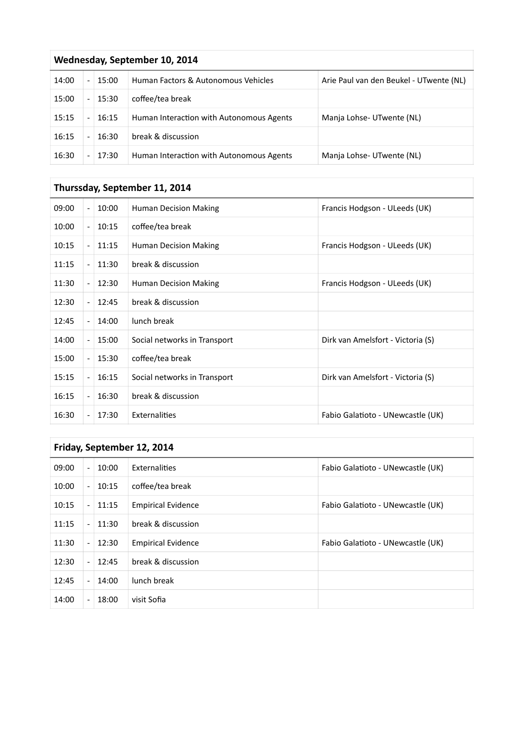| Wednesday, September 10, 2014 | | | | |
|---|---|---|---|---|
| 14:00 | - | 15:00 | Human Factors & Autonomous Vehicles | Arie Paul van den Beukel - UTwente (NL) |
| 15:00 | - | 15:30 | coffee/tea break | |
| 15:15 | - | 16:15 | Human Interaction with Autonomous Agents | Manja Lohse- UTwente (NL) |
| 16:15 | - | 16:30 | break & discussion | |
| 16:30 | - | 17:30 | Human Interaction with Autonomous Agents | Manja Lohse- UTwente (NL) |

| Thurssday, September 11, 2014 | | | | |
|---|---|---|---|---|
| 09:00 | - | 10:00 | Human Decision Making | Francis Hodgson - ULeeds (UK) |
| 10:00 | - | 10:15 | coffee/tea break | |
| 10:15 | - | 11:15 | Human Decision Making | Francis Hodgson - ULeeds (UK) |
| 11:15 | - | 11:30 | break & discussion | |
| 11:30 | - | 12:30 | Human Decision Making | Francis Hodgson - ULeeds (UK) |
| 12:30 | - | 12:45 | break & discussion | |
| 12:45 | - | 14:00 | lunch break | |
| 14:00 | - | 15:00 | Social networks in Transport | Dirk van Amelsfort - Victoria (S) |
| 15:00 | - | 15:30 | coffee/tea break | |
| 15:15 | - | 16:15 | Social networks in Transport | Dirk van Amelsfort - Victoria (S) |
| 16:15 | - | 16:30 | break & discussion | |
| 16:30 | - | 17:30 | Externalities | Fabio Galatioto - UNewcastle (UK) |

| Friday, September 12, 2014 | | | | |
|---|---|---|---|---|
| 09:00 | - | 10:00 | Externalities | Fabio Galatioto - UNewcastle (UK) |
| 10:00 | - | 10:15 | coffee/tea break | |
| 10:15 | - | 11:15 | Empirical Evidence | Fabio Galatioto - UNewcastle (UK) |
| 11:15 | - | 11:30 | break & discussion | |
| 11:30 | - | 12:30 | Empirical Evidence | Fabio Galatioto - UNewcastle (UK) |
| 12:30 | - | 12:45 | break & discussion | |
| 12:45 | - | 14:00 | lunch break | |
| 14:00 | - | 18:00 | visit Sofia | |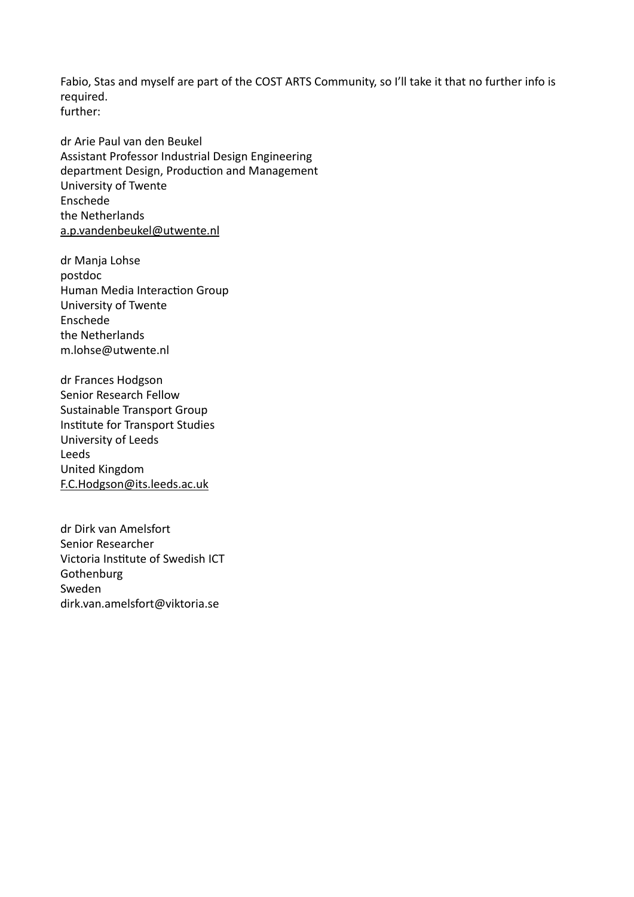Fabio, Stas and myself are part of the COST ARTS Community, so I'll take it that no further info is required.
further:

dr Arie Paul van den Beukel
Assistant Professor Industrial Design Engineering
department Design, Production and Management
University of Twente
Enschede
the Netherlands
a.p.vandenbeukel@utwente.nl

dr Manja Lohse
postdoc
Human Media Interaction Group
University of Twente
Enschede
the Netherlands
m.lohse@utwente.nl

dr Frances Hodgson
Senior Research Fellow
Sustainable Transport Group
Institute for Transport Studies
University of Leeds
Leeds
United Kingdom
F.C.Hodgson@its.leeds.ac.uk

dr Dirk van Amelsfort
Senior Researcher
Victoria Institute of Swedish ICT
Gothenburg
Sweden
dirk.van.amelsfort@viktoria.se